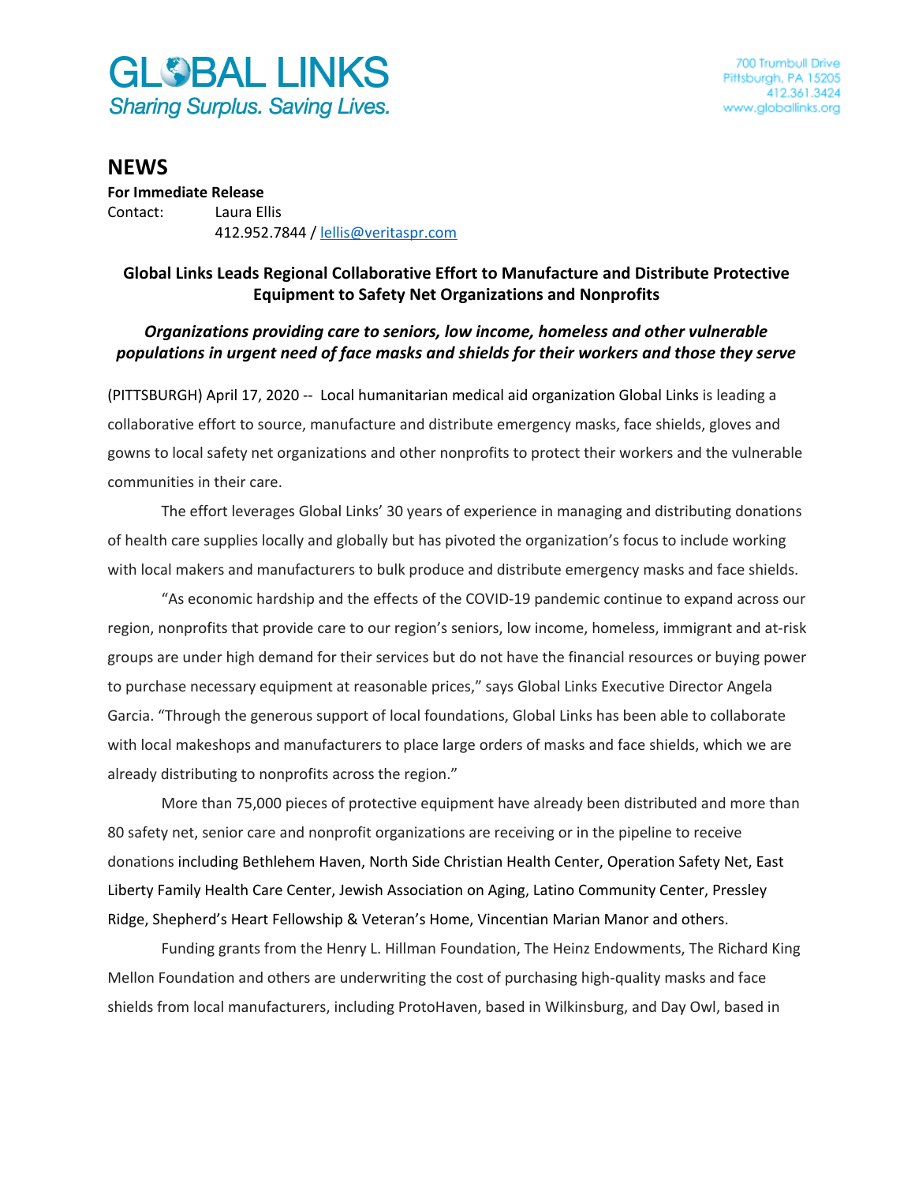GLOBAL LINKS
*Sharing Surplus. Saving Lives.*

700 Trumbull Drive
Pittsburgh, PA 15205
412.361.3424
www.globallinks.org

# NEWS

**For Immediate Release**
Contact: Laura Ellis
412.952.7844 / lellis@veritaspr.com

## Global Links Leads Regional Collaborative Effort to Manufacture and Distribute Protective Equipment to Safety Net Organizations and Nonprofits

***Organizations providing care to seniors, low income, homeless and other vulnerable populations in urgent need of face masks and shields for their workers and those they serve***

(PITTSBURGH) April 17, 2020 -- Local humanitarian medical aid organization Global Links is leading a collaborative effort to source, manufacture and distribute emergency masks, face shields, gloves and gowns to local safety net organizations and other nonprofits to protect their workers and the vulnerable communities in their care.

The effort leverages Global Links' 30 years of experience in managing and distributing donations of health care supplies locally and globally but has pivoted the organization's focus to include working with local makers and manufacturers to bulk produce and distribute emergency masks and face shields.

"As economic hardship and the effects of the COVID-19 pandemic continue to expand across our region, nonprofits that provide care to our region's seniors, low income, homeless, immigrant and at-risk groups are under high demand for their services but do not have the financial resources or buying power to purchase necessary equipment at reasonable prices," says Global Links Executive Director Angela Garcia. "Through the generous support of local foundations, Global Links has been able to collaborate with local makeshops and manufacturers to place large orders of masks and face shields, which we are already distributing to nonprofits across the region."

More than 75,000 pieces of protective equipment have already been distributed and more than 80 safety net, senior care and nonprofit organizations are receiving or in the pipeline to receive donations including Bethlehem Haven, North Side Christian Health Center, Operation Safety Net, East Liberty Family Health Care Center, Jewish Association on Aging, Latino Community Center, Pressley Ridge, Shepherd's Heart Fellowship & Veteran's Home, Vincentian Marian Manor and others.

Funding grants from the Henry L. Hillman Foundation, The Heinz Endowments, The Richard King Mellon Foundation and others are underwriting the cost of purchasing high-quality masks and face shields from local manufacturers, including ProtoHaven, based in Wilkinsburg, and Day Owl, based in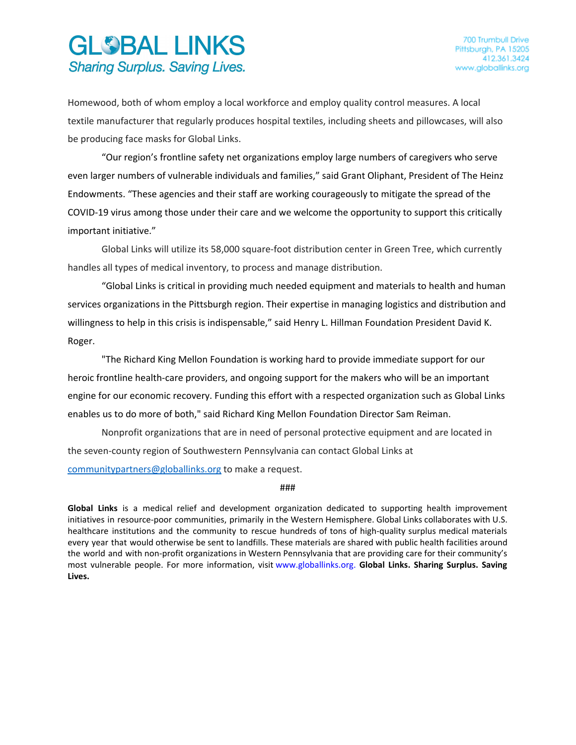Homewood, both of whom employ a local workforce and employ quality control measures. A local textile manufacturer that regularly produces hospital textiles, including sheets and pillowcases, will also be producing face masks for Global Links.

"Our region's frontline safety net organizations employ large numbers of caregivers who serve even larger numbers of vulnerable individuals and families," said Grant Oliphant, President of The Heinz Endowments. "These agencies and their staff are working courageously to mitigate the spread of the COVID-19 virus among those under their care and we welcome the opportunity to support this critically important initiative."

Global Links will utilize its 58,000 square-foot distribution center in Green Tree, which currently handles all types of medical inventory, to process and manage distribution.

"Global Links is critical in providing much needed equipment and materials to health and human services organizations in the Pittsburgh region. Their expertise in managing logistics and distribution and willingness to help in this crisis is indispensable," said Henry L. Hillman Foundation President David K. Roger.

"The Richard King Mellon Foundation is working hard to provide immediate support for our heroic frontline health-care providers, and ongoing support for the makers who will be an important engine for our economic recovery. Funding this effort with a respected organization such as Global Links enables us to do more of both," said Richard King Mellon Foundation Director Sam Reiman.

Nonprofit organizations that are in need of personal protective equipment and are located in the seven-county region of Southwestern Pennsylvania can contact Global Links at communitypartners@globallinks.org to make a request.

###

**Global Links** is a medical relief and development organization dedicated to supporting health improvement initiatives in resource-poor communities, primarily in the Western Hemisphere. Global Links collaborates with U.S. healthcare institutions and the community to rescue hundreds of tons of high-quality surplus medical materials every year that would otherwise be sent to landfills. These materials are shared with public health facilities around the world and with non-profit organizations in Western Pennsylvania that are providing care for their community's most vulnerable people. For more information, visit www.globallinks.org. **Global Links. Sharing Surplus. Saving Lives.**